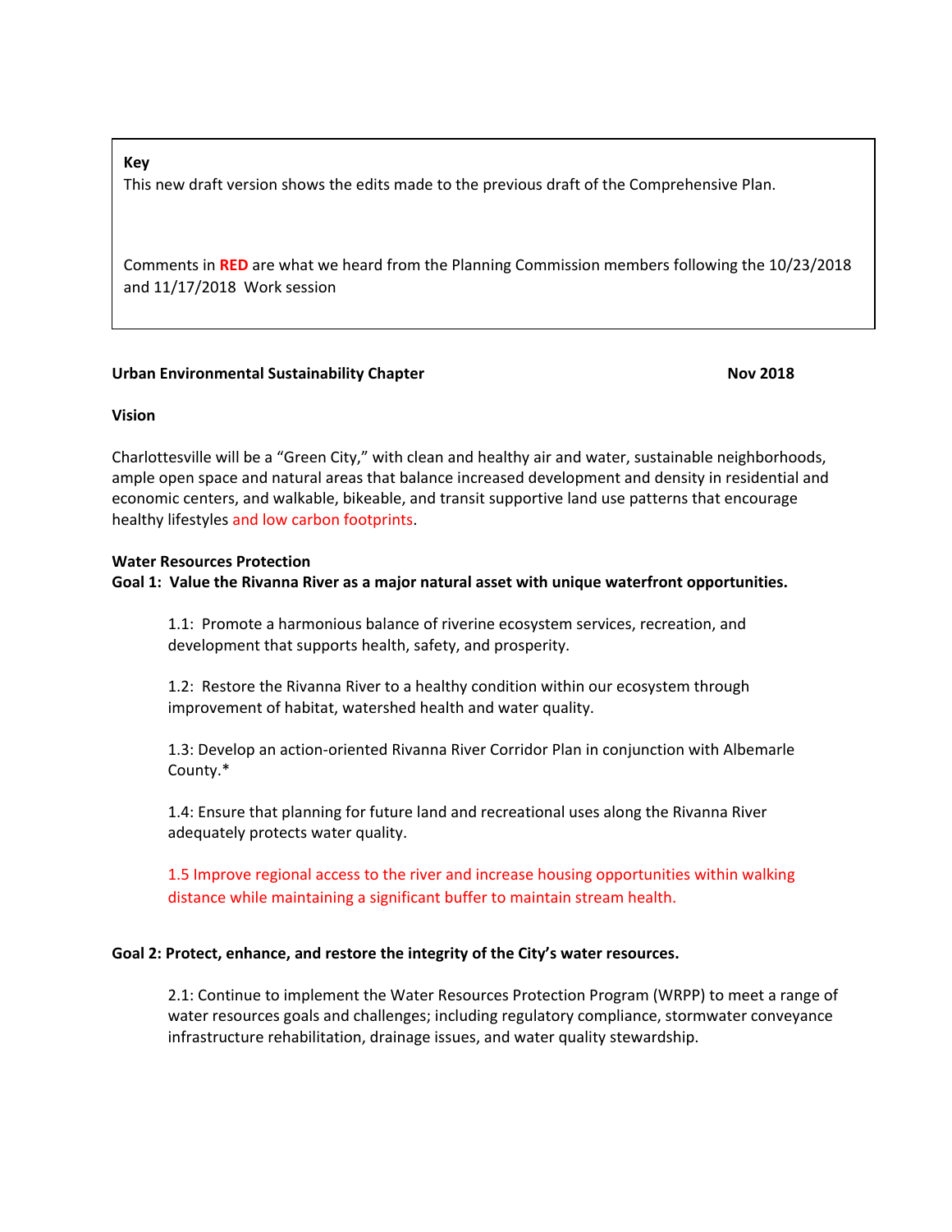**Key**

This new draft version shows the edits made to the previous draft of the Comprehensive Plan.

Comments in **RED** are what we heard from the Planning Commission members following the 10/23/2018 and 11/17/2018 Work session

**Urban Environmental Sustainability Chapter** **Nov 2018**

**Vision**

Charlottesville will be a "Green City," with clean and healthy air and water, sustainable neighborhoods, ample open space and natural areas that balance increased development and density in residential and economic centers, and walkable, bikeable, and transit supportive land use patterns that encourage healthy lifestyles and low carbon footprints.

**Water Resources Protection**

**Goal 1: Value the Rivanna River as a major natural asset with unique waterfront opportunities.**

1.1: Promote a harmonious balance of riverine ecosystem services, recreation, and development that supports health, safety, and prosperity.

1.2: Restore the Rivanna River to a healthy condition within our ecosystem through improvement of habitat, watershed health and water quality.

1.3: Develop an action-oriented Rivanna River Corridor Plan in conjunction with Albemarle County.*

1.4: Ensure that planning for future land and recreational uses along the Rivanna River adequately protects water quality.

1.5 Improve regional access to the river and increase housing opportunities within walking distance while maintaining a significant buffer to maintain stream health.

**Goal 2: Protect, enhance, and restore the integrity of the City's water resources.**

2.1: Continue to implement the Water Resources Protection Program (WRPP) to meet a range of water resources goals and challenges; including regulatory compliance, stormwater conveyance infrastructure rehabilitation, drainage issues, and water quality stewardship.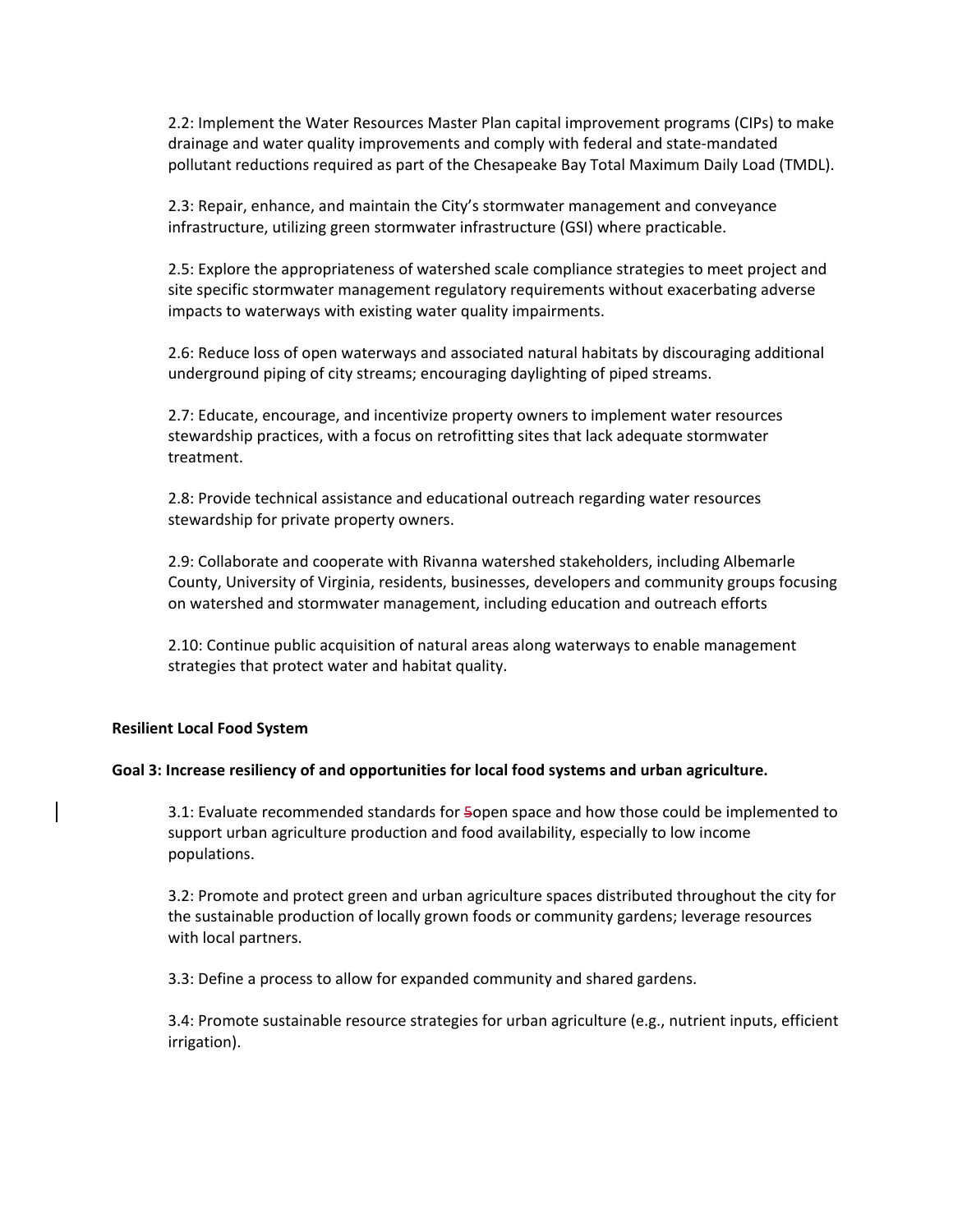2.2: Implement the Water Resources Master Plan capital improvement programs (CIPs) to make drainage and water quality improvements and comply with federal and state-mandated pollutant reductions required as part of the Chesapeake Bay Total Maximum Daily Load (TMDL).

2.3: Repair, enhance, and maintain the City's stormwater management and conveyance infrastructure, utilizing green stormwater infrastructure (GSI) where practicable.

2.5: Explore the appropriateness of watershed scale compliance strategies to meet project and site specific stormwater management regulatory requirements without exacerbating adverse impacts to waterways with existing water quality impairments.

2.6: Reduce loss of open waterways and associated natural habitats by discouraging additional underground piping of city streams; encouraging daylighting of piped streams.

2.7: Educate, encourage, and incentivize property owners to implement water resources stewardship practices, with a focus on retrofitting sites that lack adequate stormwater treatment.

2.8: Provide technical assistance and educational outreach regarding water resources stewardship for private property owners.

2.9: Collaborate and cooperate with Rivanna watershed stakeholders, including Albemarle County, University of Virginia, residents, businesses, developers and community groups focusing on watershed and stormwater management, including education and outreach efforts

2.10: Continue public acquisition of natural areas along waterways to enable management strategies that protect water and habitat quality.

**Resilient Local Food System**

**Goal 3: Increase resiliency of and opportunities for local food systems and urban agriculture.**

3.1: Evaluate recommended standards for ~~5~~open space and how those could be implemented to support urban agriculture production and food availability, especially to low income populations.

3.2: Promote and protect green and urban agriculture spaces distributed throughout the city for the sustainable production of locally grown foods or community gardens; leverage resources with local partners.

3.3: Define a process to allow for expanded community and shared gardens.

3.4: Promote sustainable resource strategies for urban agriculture (e.g., nutrient inputs, efficient irrigation).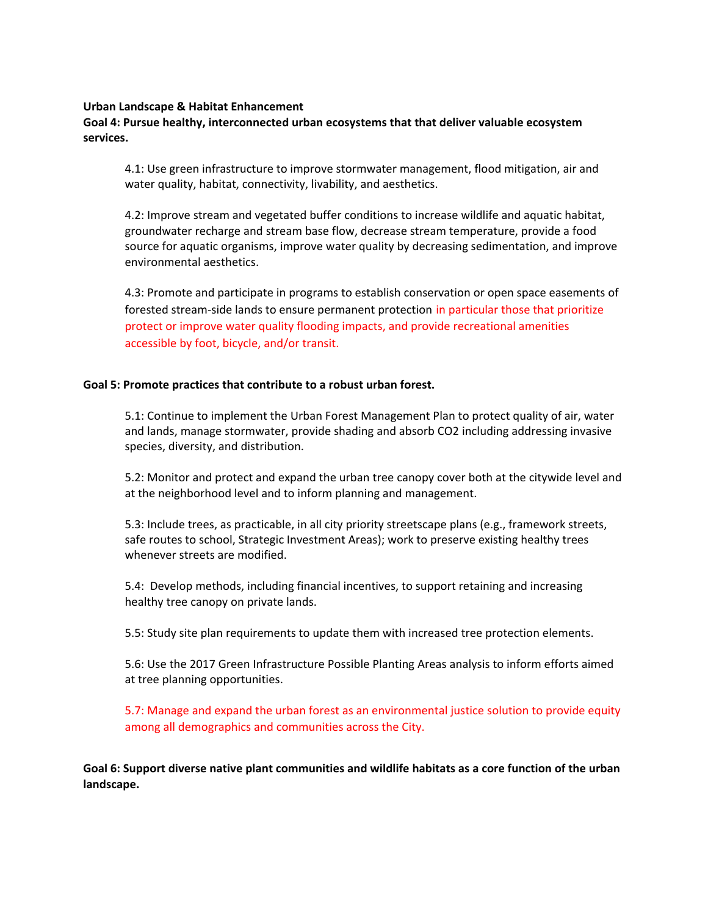**Urban Landscape & Habitat Enhancement**

**Goal 4: Pursue healthy, interconnected urban ecosystems that that deliver valuable ecosystem services.**

4.1: Use green infrastructure to improve stormwater management, flood mitigation, air and water quality, habitat, connectivity, livability, and aesthetics.

4.2: Improve stream and vegetated buffer conditions to increase wildlife and aquatic habitat, groundwater recharge and stream base flow, decrease stream temperature, provide a food source for aquatic organisms, improve water quality by decreasing sedimentation, and improve environmental aesthetics.

4.3: Promote and participate in programs to establish conservation or open space easements of forested stream-side lands to ensure permanent protection in particular those that prioritize protect or improve water quality flooding impacts, and provide recreational amenities accessible by foot, bicycle, and/or transit.

**Goal 5: Promote practices that contribute to a robust urban forest.**

5.1: Continue to implement the Urban Forest Management Plan to protect quality of air, water and lands, manage stormwater, provide shading and absorb $CO_2$ including addressing invasive species, diversity, and distribution.

5.2: Monitor and protect and expand the urban tree canopy cover both at the citywide level and at the neighborhood level and to inform planning and management.

5.3: Include trees, as practicable, in all city priority streetscape plans (e.g., framework streets, safe routes to school, Strategic Investment Areas); work to preserve existing healthy trees whenever streets are modified.

5.4: Develop methods, including financial incentives, to support retaining and increasing healthy tree canopy on private lands.

5.5: Study site plan requirements to update them with increased tree protection elements.

5.6: Use the 2017 Green Infrastructure Possible Planting Areas analysis to inform efforts aimed at tree planning opportunities.

5.7: Manage and expand the urban forest as an environmental justice solution to provide equity among all demographics and communities across the City.

**Goal 6: Support diverse native plant communities and wildlife habitats as a core function of the urban landscape.**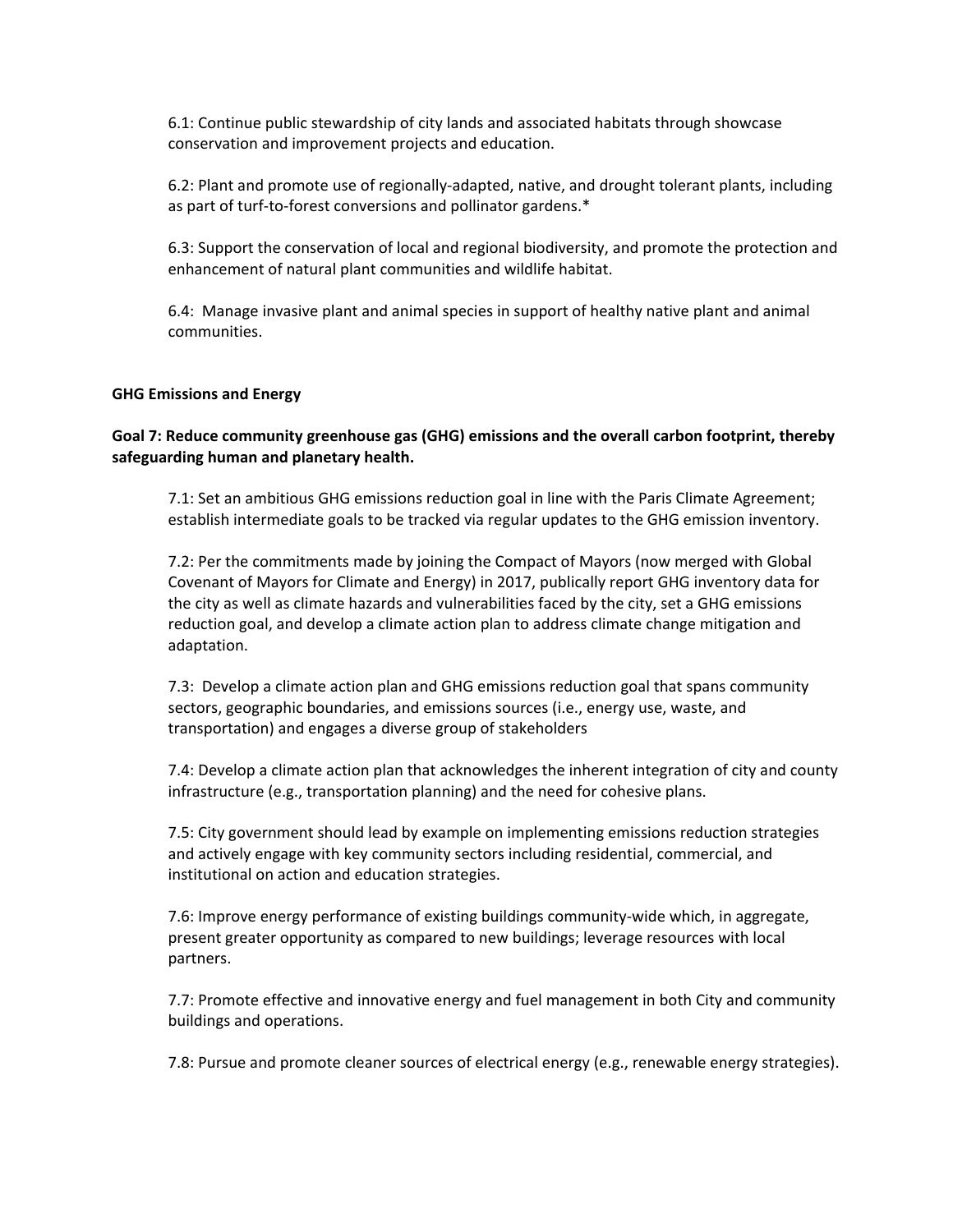6.1: Continue public stewardship of city lands and associated habitats through showcase conservation and improvement projects and education.

6.2: Plant and promote use of regionally-adapted, native, and drought tolerant plants, including as part of turf-to-forest conversions and pollinator gardens.*

6.3: Support the conservation of local and regional biodiversity, and promote the protection and enhancement of natural plant communities and wildlife habitat.

6.4: Manage invasive plant and animal species in support of healthy native plant and animal communities.

**GHG Emissions and Energy**

**Goal 7: Reduce community greenhouse gas (GHG) emissions and the overall carbon footprint, thereby safeguarding human and planetary health.**

7.1: Set an ambitious GHG emissions reduction goal in line with the Paris Climate Agreement; establish intermediate goals to be tracked via regular updates to the GHG emission inventory.

7.2: Per the commitments made by joining the Compact of Mayors (now merged with Global Covenant of Mayors for Climate and Energy) in 2017, publically report GHG inventory data for the city as well as climate hazards and vulnerabilities faced by the city, set a GHG emissions reduction goal, and develop a climate action plan to address climate change mitigation and adaptation.

7.3: Develop a climate action plan and GHG emissions reduction goal that spans community sectors, geographic boundaries, and emissions sources (i.e., energy use, waste, and transportation) and engages a diverse group of stakeholders

7.4: Develop a climate action plan that acknowledges the inherent integration of city and county infrastructure (e.g., transportation planning) and the need for cohesive plans.

7.5: City government should lead by example on implementing emissions reduction strategies and actively engage with key community sectors including residential, commercial, and institutional on action and education strategies.

7.6: Improve energy performance of existing buildings community-wide which, in aggregate, present greater opportunity as compared to new buildings; leverage resources with local partners.

7.7: Promote effective and innovative energy and fuel management in both City and community buildings and operations.

7.8: Pursue and promote cleaner sources of electrical energy (e.g., renewable energy strategies).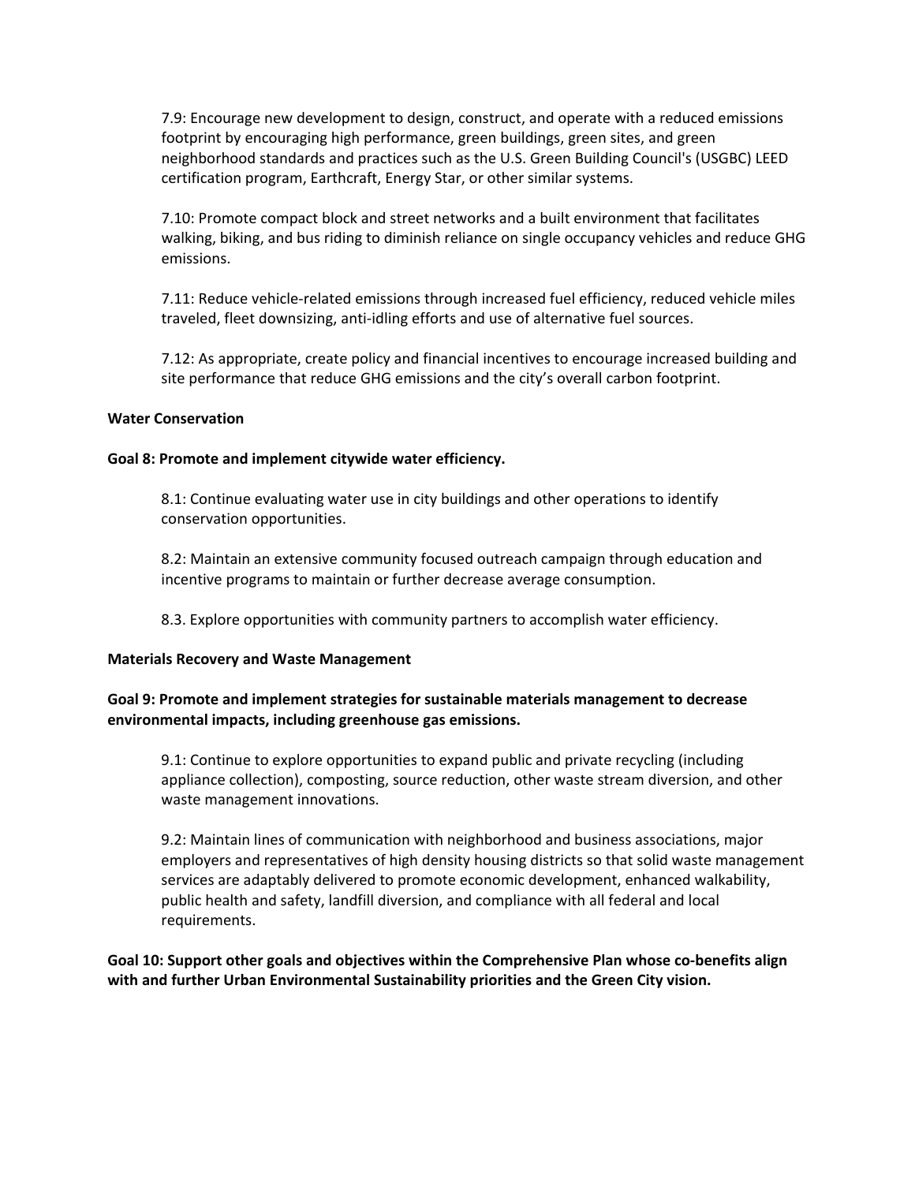7.9: Encourage new development to design, construct, and operate with a reduced emissions footprint by encouraging high performance, green buildings, green sites, and green neighborhood standards and practices such as the U.S. Green Building Council's (USGBC) LEED certification program, Earthcraft, Energy Star, or other similar systems.

7.10: Promote compact block and street networks and a built environment that facilitates walking, biking, and bus riding to diminish reliance on single occupancy vehicles and reduce GHG emissions.

7.11: Reduce vehicle-related emissions through increased fuel efficiency, reduced vehicle miles traveled, fleet downsizing, anti-idling efforts and use of alternative fuel sources.

7.12: As appropriate, create policy and financial incentives to encourage increased building and site performance that reduce GHG emissions and the city's overall carbon footprint.

**Water Conservation**

**Goal 8: Promote and implement citywide water efficiency.**

8.1: Continue evaluating water use in city buildings and other operations to identify conservation opportunities.

8.2: Maintain an extensive community focused outreach campaign through education and incentive programs to maintain or further decrease average consumption.

8.3. Explore opportunities with community partners to accomplish water efficiency.

**Materials Recovery and Waste Management**

**Goal 9: Promote and implement strategies for sustainable materials management to decrease environmental impacts, including greenhouse gas emissions.**

9.1: Continue to explore opportunities to expand public and private recycling (including appliance collection), composting, source reduction, other waste stream diversion, and other waste management innovations.

9.2: Maintain lines of communication with neighborhood and business associations, major employers and representatives of high density housing districts so that solid waste management services are adaptably delivered to promote economic development, enhanced walkability, public health and safety, landfill diversion, and compliance with all federal and local requirements.

**Goal 10: Support other goals and objectives within the Comprehensive Plan whose co-benefits align with and further Urban Environmental Sustainability priorities and the Green City vision.**